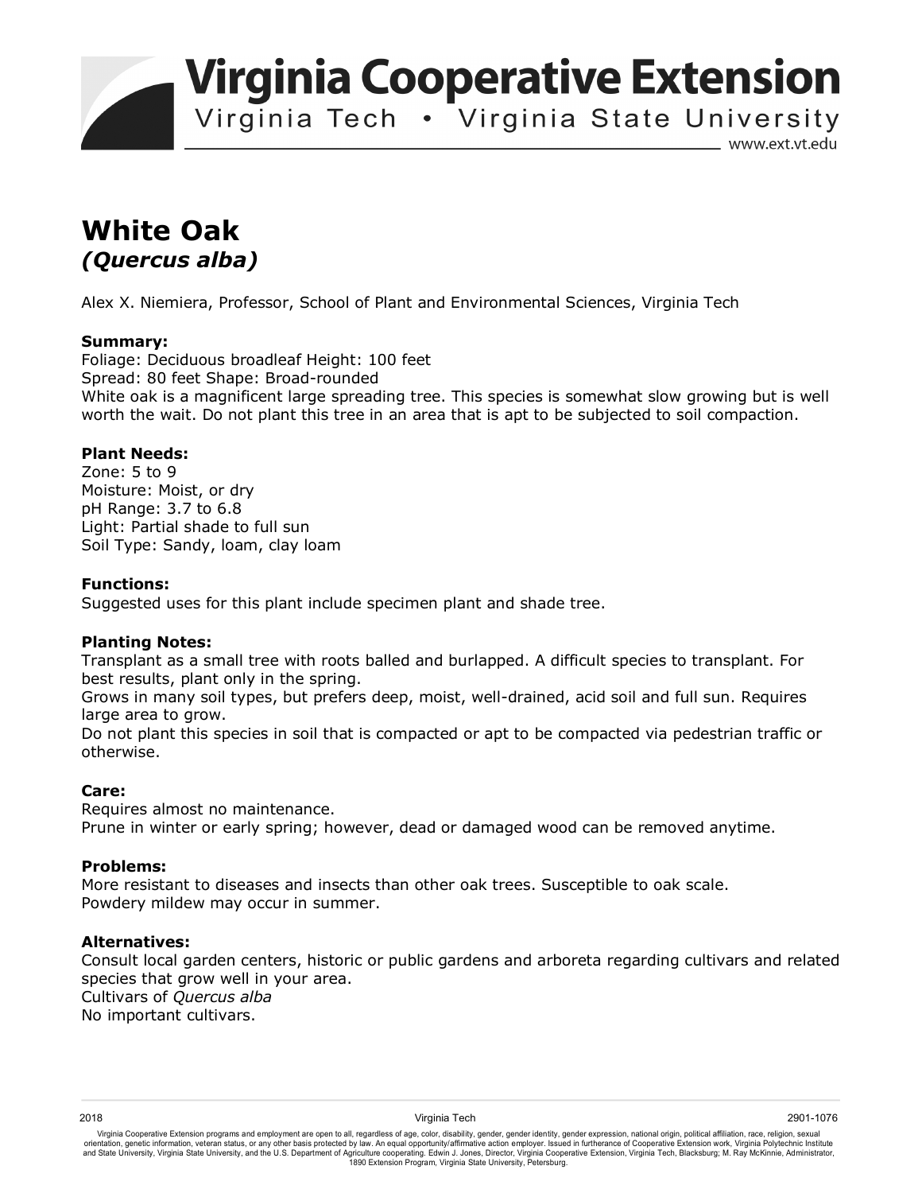# Virginia Cooperative Extension

Virginia Tech • Virginia State University

www.ext.vt.edu

# White Oak

## *(Quercus alba)*

Alex X. Niemiera, Professor, School of Plant and Environmental Sciences, Virginia Tech

**Summary:**

Foliage: Deciduous broadleaf Height: 100 feet
Spread: 80 feet Shape: Broad-rounded
White oak is a magnificent large spreading tree. This species is somewhat slow growing but is well worth the wait. Do not plant this tree in an area that is apt to be subjected to soil compaction.

**Plant Needs:**

Zone: 5 to 9
Moisture: Moist, or dry
pH Range: 3.7 to 6.8
Light: Partial shade to full sun
Soil Type: Sandy, loam, clay loam

**Functions:**

Suggested uses for this plant include specimen plant and shade tree.

**Planting Notes:**

Transplant as a small tree with roots balled and burlapped. A difficult species to transplant. For best results, plant only in the spring.
Grows in many soil types, but prefers deep, moist, well-drained, acid soil and full sun. Requires large area to grow.
Do not plant this species in soil that is compacted or apt to be compacted via pedestrian traffic or otherwise.

**Care:**

Requires almost no maintenance.
Prune in winter or early spring; however, dead or damaged wood can be removed anytime.

**Problems:**

More resistant to diseases and insects than other oak trees. Susceptible to oak scale.
Powdery mildew may occur in summer.

**Alternatives:**

Consult local garden centers, historic or public gardens and arboreta regarding cultivars and related species that grow well in your area.
Cultivars of *Quercus alba*
No important cultivars.

2018 Virginia Tech 2901-1076

Virginia Cooperative Extension programs and employment are open to all, regardless of age, color, disability, gender, gender identity, gender expression, national origin, political affiliation, race, religion, sexual orientation, genetic information, veteran status, or any other basis protected by law. An equal opportunity/affirmative action employer. Issued in furtherance of Cooperative Extension work, Virginia Polytechnic Institute and State University, Virginia State University, and the U.S. Department of Agriculture cooperating. Edwin J. Jones, Director, Virginia Cooperative Extension, Virginia Tech, Blacksburg; M. Ray McKinnie, Administrator, 1890 Extension Program, Virginia State University, Petersburg.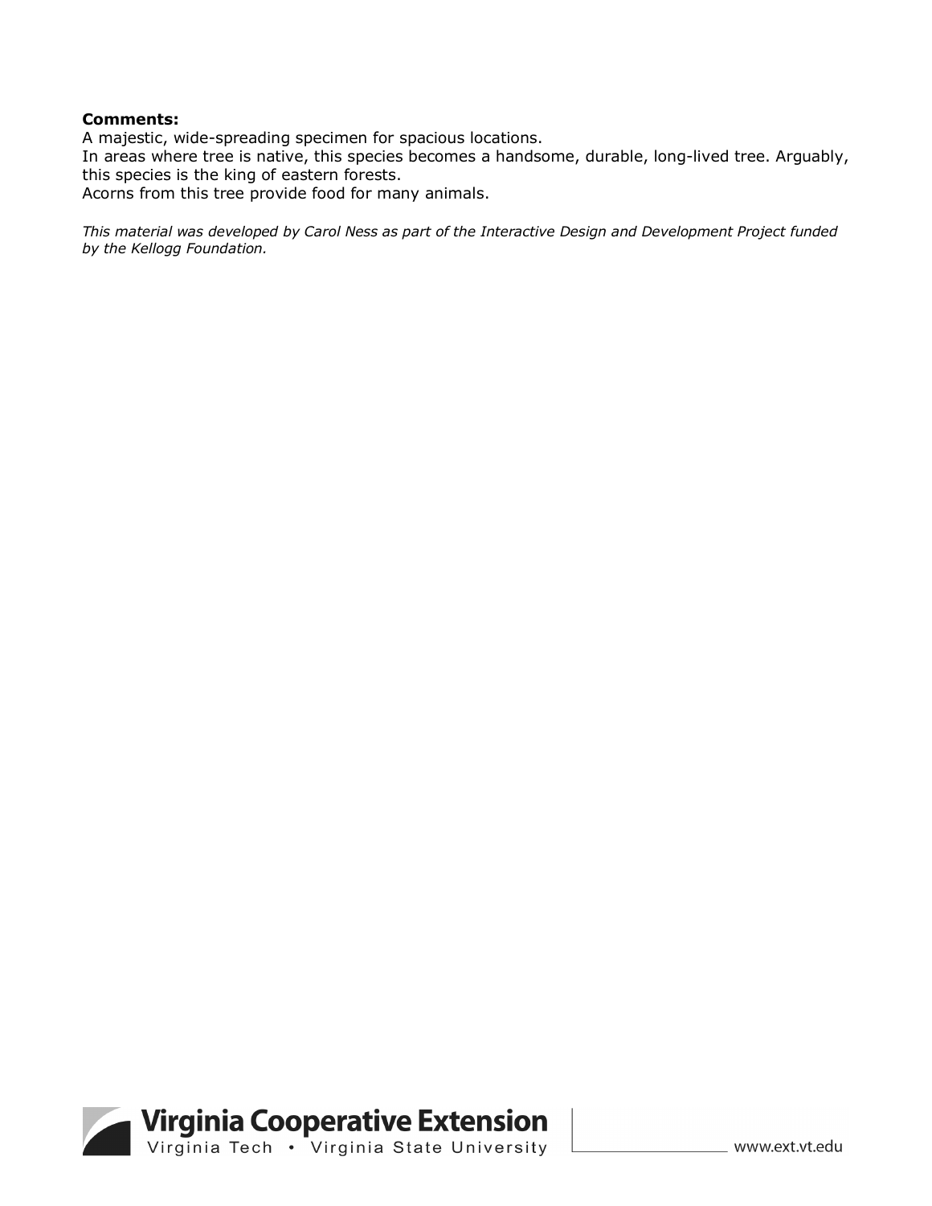**Comments:**
A majestic, wide-spreading specimen for spacious locations.
In areas where tree is native, this species becomes a handsome, durable, long-lived tree. Arguably, this species is the king of eastern forests.
Acorns from this tree provide food for many animals.

*This material was developed by Carol Ness as part of the Interactive Design and Development Project funded by the Kellogg Foundation.*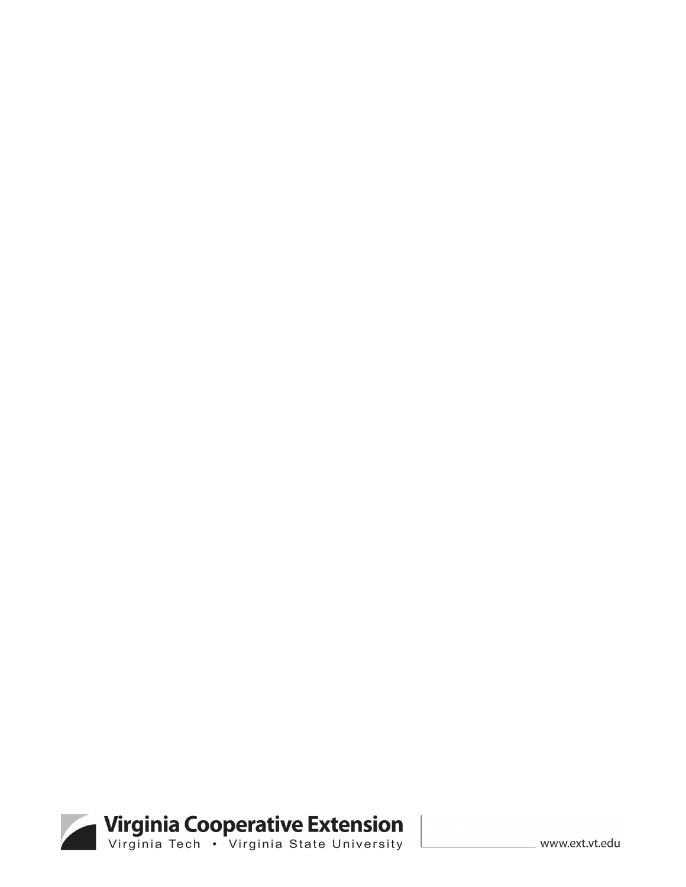Virginia Cooperative Extension
Virginia Tech • Virginia State University

www.ext.vt.edu